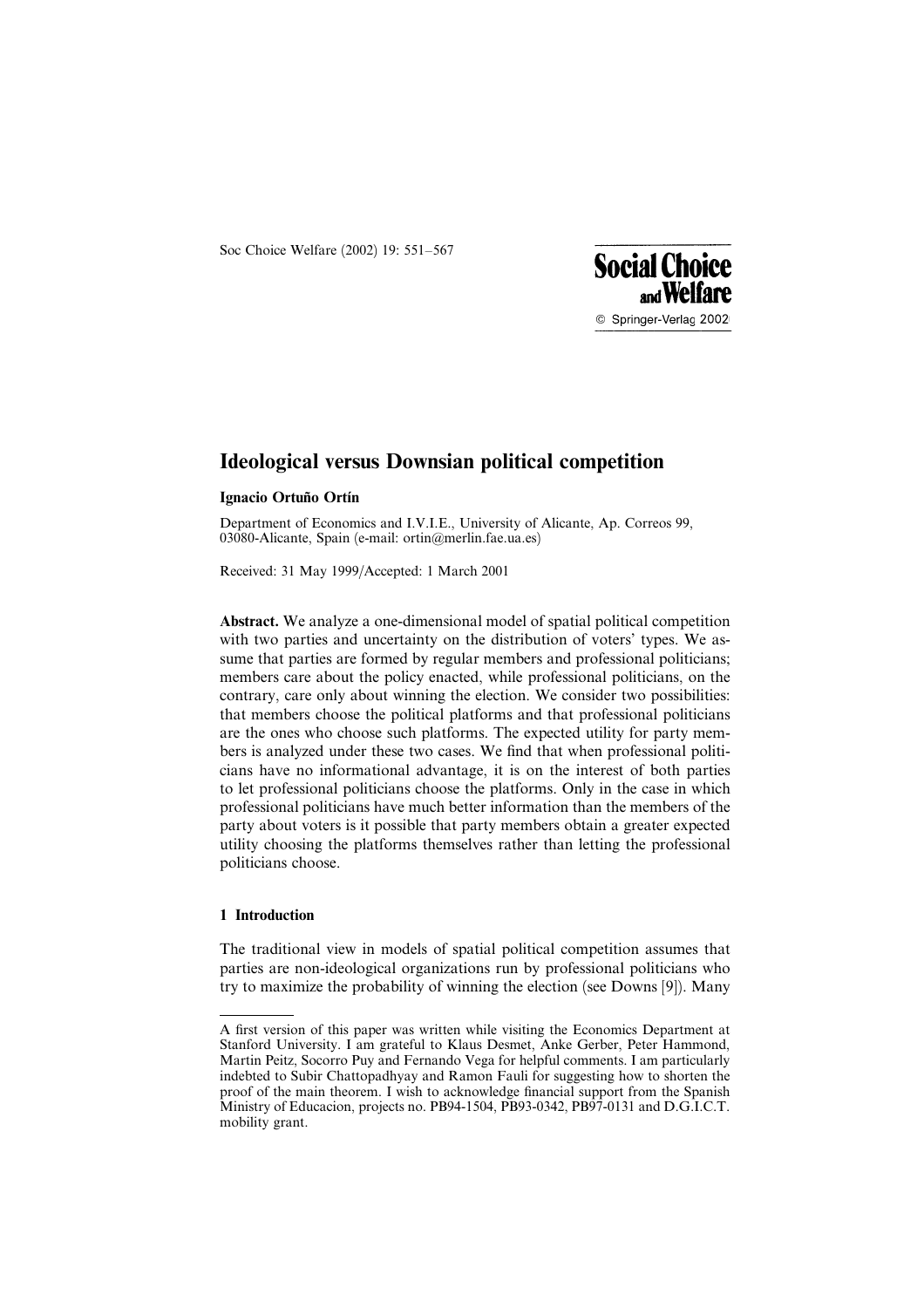# Ideological versus Downsian political competition

**Ignacio Ortuño Ortín**

Department of Economics and I.V.I.E., University of Alicante, Ap. Correos 99, 03080-Alicante, Spain (e-mail: ortin@merlin.fae.ua.es)

Received: 31 May 1999/Accepted: 1 March 2001

**Abstract.** We analyze a one-dimensional model of spatial political competition with two parties and uncertainty on the distribution of voters' types. We assume that parties are formed by regular members and professional politicians; members care about the policy enacted, while professional politicians, on the contrary, care only about winning the election. We consider two possibilities: that members choose the political platforms and that professional politicians are the ones who choose such platforms. The expected utility for party members is analyzed under these two cases. We find that when professional politicians have no informational advantage, it is on the interest of both parties to let professional politicians choose the platforms. Only in the case in which professional politicians have much better information than the members of the party about voters is it possible that party members obtain a greater expected utility choosing the platforms themselves rather than letting the professional politicians choose.

## 1 Introduction

The traditional view in models of spatial political competition assumes that parties are non-ideological organizations run by professional politicians who try to maximize the probability of winning the election (see Downs [9]). Many

---

A first version of this paper was written while visiting the Economics Department at Stanford University. I am grateful to Klaus Desmet, Anke Gerber, Peter Hammond, Martin Peitz, Socorro Puy and Fernando Vega for helpful comments. I am particularly indebted to Subir Chattopadhyay and Ramon Fauli for suggesting how to shorten the proof of the main theorem. I wish to acknowledge financial support from the Spanish Ministry of Educacion, projects no. PB94-1504, PB93-0342, PB97-0131 and D.G.I.C.T. mobility grant.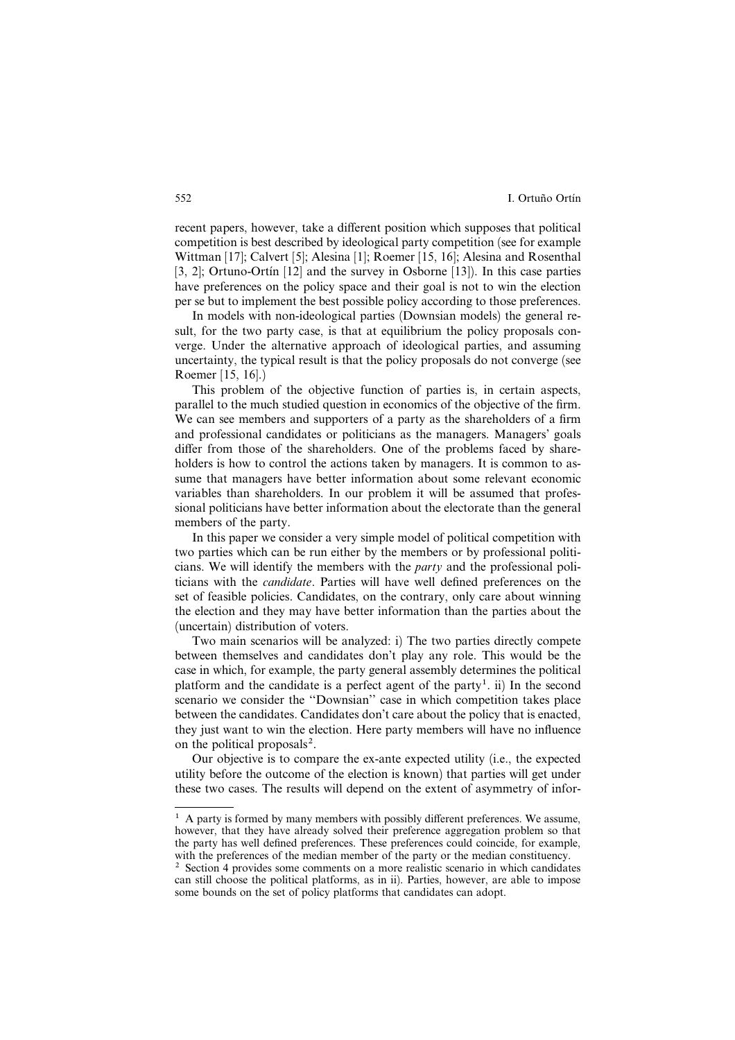recent papers, however, take a different position which supposes that political competition is best described by ideological party competition (see for example Wittman [17]; Calvert [5]; Alesina [1]; Roemer [15, 16]; Alesina and Rosenthal [3, 2]; Ortuno-Ortín [12] and the survey in Osborne [13]). In this case parties have preferences on the policy space and their goal is not to win the election per se but to implement the best possible policy according to those preferences.

In models with non-ideological parties (Downsian models) the general result, for the two party case, is that at equilibrium the policy proposals converge. Under the alternative approach of ideological parties, and assuming uncertainty, the typical result is that the policy proposals do not converge (see Roemer [15, 16].)

This problem of the objective function of parties is, in certain aspects, parallel to the much studied question in economics of the objective of the firm. We can see members and supporters of a party as the shareholders of a firm and professional candidates or politicians as the managers. Managers' goals differ from those of the shareholders. One of the problems faced by shareholders is how to control the actions taken by managers. It is common to assume that managers have better information about some relevant economic variables than shareholders. In our problem it will be assumed that professional politicians have better information about the electorate than the general members of the party.

In this paper we consider a very simple model of political competition with two parties which can be run either by the members or by professional politicians. We will identify the members with the *party* and the professional politicians with the *candidate*. Parties will have well defined preferences on the set of feasible policies. Candidates, on the contrary, only care about winning the election and they may have better information than the parties about the (uncertain) distribution of voters.

Two main scenarios will be analyzed: i) The two parties directly compete between themselves and candidates don't play any role. This would be the case in which, for example, the party general assembly determines the political platform and the candidate is a perfect agent of the party[1]. ii) In the second scenario we consider the "Downsian" case in which competition takes place between the candidates. Candidates don't care about the policy that is enacted, they just want to win the election. Here party members will have no influence on the political proposals[2].

Our objective is to compare the ex-ante expected utility (i.e., the expected utility before the outcome of the election is known) that parties will get under these two cases. The results will depend on the extent of asymmetry of infor-

---

[1] A party is formed by many members with possibly different preferences. We assume, however, that they have already solved their preference aggregation problem so that the party has well defined preferences. These preferences could coincide, for example, with the preferences of the median member of the party or the median constituency.

[2] Section 4 provides some comments on a more realistic scenario in which candidates can still choose the political platforms, as in ii). Parties, however, are able to impose some bounds on the set of policy platforms that candidates can adopt.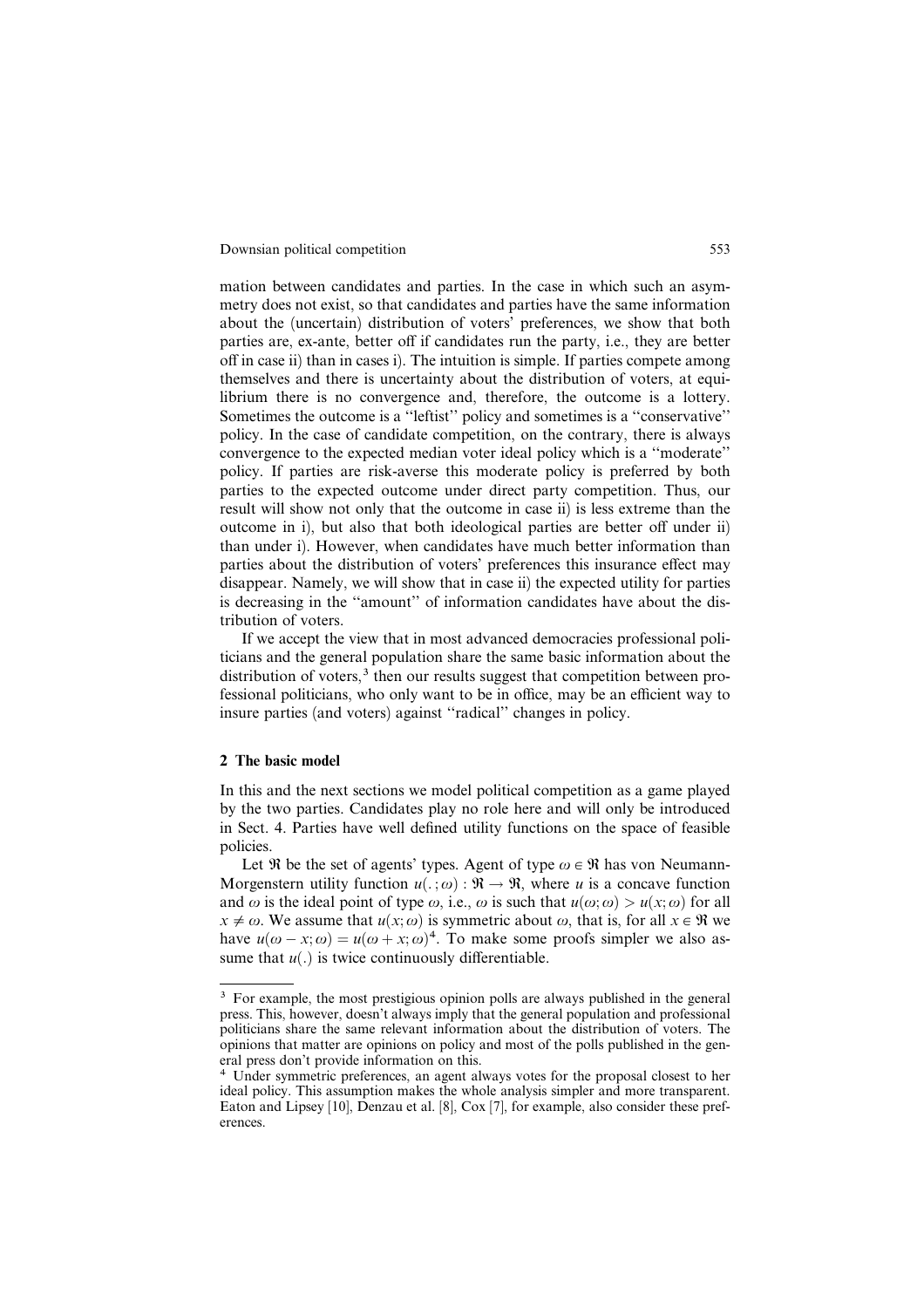mation between candidates and parties. In the case in which such an asymmetry does not exist, so that candidates and parties have the same information about the (uncertain) distribution of voters' preferences, we show that both parties are, ex-ante, better off if candidates run the party, i.e., they are better off in case ii) than in cases i). The intuition is simple. If parties compete among themselves and there is uncertainty about the distribution of voters, at equilibrium there is no convergence and, therefore, the outcome is a lottery. Sometimes the outcome is a ''leftist'' policy and sometimes is a ''conservative'' policy. In the case of candidate competition, on the contrary, there is always convergence to the expected median voter ideal policy which is a ''moderate'' policy. If parties are risk-averse this moderate policy is preferred by both parties to the expected outcome under direct party competition. Thus, our result will show not only that the outcome in case ii) is less extreme than the outcome in i), but also that both ideological parties are better off under ii) than under i). However, when candidates have much better information than parties about the distribution of voters' preferences this insurance effect may disappear. Namely, we will show that in case ii) the expected utility for parties is decreasing in the ''amount'' of information candidates have about the distribution of voters.

If we accept the view that in most advanced democracies professional politicians and the general population share the same basic information about the distribution of voters,[3] then our results suggest that competition between professional politicians, who only want to be in office, may be an efficient way to insure parties (and voters) against ''radical'' changes in policy.

## 2 The basic model

In this and the next sections we model political competition as a game played by the two parties. Candidates play no role here and will only be introduced in Sect. 4. Parties have well defined utility functions on the space of feasible policies.

Let $\Re$ be the set of agents' types. Agent of type $\omega \in \Re$ has von Neumann-Morgenstern utility function $u(.;\omega) : \Re \to \Re$, where $u$ is a concave function and $\omega$ is the ideal point of type $\omega$, i.e., $\omega$ is such that $u(\omega;\omega) > u(x;\omega)$ for all $x \neq \omega$. We assume that $u(x;\omega)$ is symmetric about $\omega$, that is, for all $x \in \Re$ we have $u(\omega - x;\omega) = u(\omega + x;\omega)$[4]. To make some proofs simpler we also assume that $u(.)$ is twice continuously differentiable.

---

[3] For example, the most prestigious opinion polls are always published in the general press. This, however, doesn't always imply that the general population and professional politicians share the same relevant information about the distribution of voters. The opinions that matter are opinions on policy and most of the polls published in the general press don't provide information on this.

[4] Under symmetric preferences, an agent always votes for the proposal closest to her ideal policy. This assumption makes the whole analysis simpler and more transparent. Eaton and Lipsey [10], Denzau et al. [8], Cox [7], for example, also consider these preferences.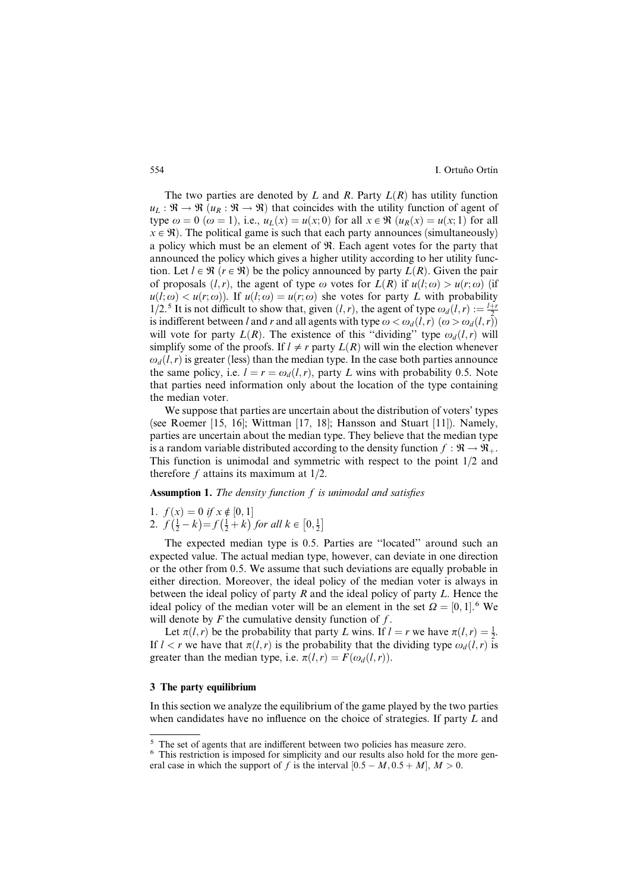The two parties are denoted by $L$ and $R$. Party $L(R)$ has utility function $u_L : \Re \to \Re$ ($u_R : \Re \to \Re$) that coincides with the utility function of agent of type $\omega = 0$ ($\omega = 1$), i.e., $u_L(x) = u(x; 0)$ for all $x \in \Re$ ($u_R(x) = u(x; 1)$ for all $x \in \Re$). The political game is such that each party announces (simultaneously) a policy which must be an element of $\Re$. Each agent votes for the party that announced the policy which gives a higher utility according to her utility function. Let $l \in \Re$ ($r \in \Re$) be the policy announced by party $L(R)$. Given the pair of proposals $(l, r)$, the agent of type $\omega$ votes for $L(R)$ if $u(l; \omega) > u(r; \omega)$ (if $u(l; \omega) < u(r; \omega)$). If $u(l; \omega) = u(r; \omega)$ she votes for party $L$ with probability 1/2.[5] It is not difficult to show that, given $(l, r)$, the agent of type $\omega_d(l, r) := \frac{l+r}{2}$ is indifferent between $l$ and $r$ and all agents with type $\omega < \omega_d(l, r)$ ($\omega > \omega_d(l, r)$) will vote for party $L(R)$. The existence of this "dividing" type $\omega_d(l, r)$ will simplify some of the proofs. If $l \neq r$ party $L(R)$ will win the election whenever $\omega_d(l, r)$ is greater (less) than the median type. In the case both parties announce the same policy, i.e. $l = r = \omega_d(l, r)$, party $L$ wins with probability 0.5. Note that parties need information only about the location of the type containing the median voter.

We suppose that parties are uncertain about the distribution of voters' types (see Roemer [15, 16]; Wittman [17, 18]; Hansson and Stuart [11]). Namely, parties are uncertain about the median type. They believe that the median type is a random variable distributed according to the density function $f : \Re \to \Re_+$. This function is unimodal and symmetric with respect to the point 1/2 and therefore $f$ attains its maximum at 1/2.

**Assumption 1.** *The density function $f$ is unimodal and satisfies*

1. $f(x) = 0$ *if* $x \notin [0, 1]$
2. $f\left(\frac{1}{2} - k\right) = f\left(\frac{1}{2} + k\right)$ *for all* $k \in \left[0, \frac{1}{2}\right]$

The expected median type is 0.5. Parties are "located" around such an expected value. The actual median type, however, can deviate in one direction or the other from 0.5. We assume that such deviations are equally probable in either direction. Moreover, the ideal policy of the median voter is always in between the ideal policy of party $R$ and the ideal policy of party $L$. Hence the ideal policy of the median voter will be an element in the set $\Omega = [0, 1]$.[6] We will denote by $F$ the cumulative density function of $f$.

Let $\pi(l, r)$ be the probability that party $L$ wins. If $l = r$ we have $\pi(l, r) = \frac{1}{2}$. If $l < r$ we have that $\pi(l, r)$ is the probability that the dividing type $\omega_d(l, r)$ is greater than the median type, i.e. $\pi(l, r) = F(\omega_d(l, r))$.

## 3 The party equilibrium

In this section we analyze the equilibrium of the game played by the two parties when candidates have no influence on the choice of strategies. If party $L$ and

---

[5] The set of agents that are indifferent between two policies has measure zero.

[6] This restriction is imposed for simplicity and our results also hold for the more general case in which the support of $f$ is the interval $[0.5 - M, 0.5 + M]$, $M > 0$.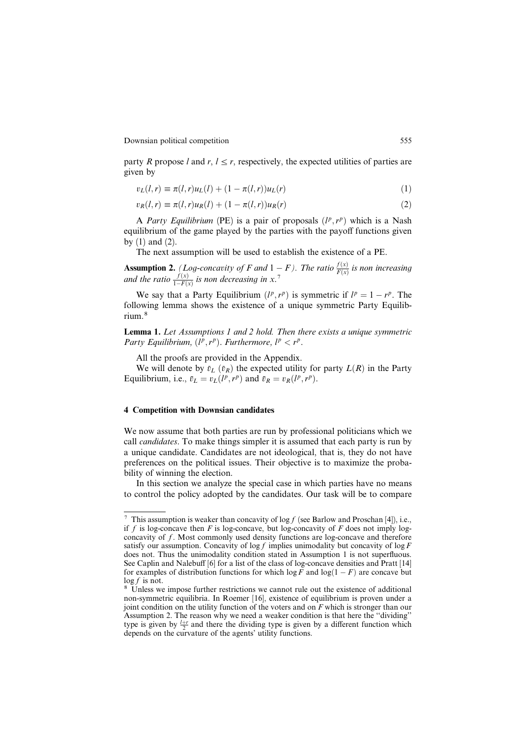party $R$ propose $l$ and $r$, $l \leq r$, respectively, the expected utilities of parties are given by

$$v_L(l,r) \equiv \pi(l,r)u_L(l) + (1 - \pi(l,r))u_L(r) \tag{1}$$

$$v_R(l,r) \equiv \pi(l,r)u_R(l) + (1 - \pi(l,r))u_R(r) \tag{2}$$

A *Party Equilibrium* (PE) is a pair of proposals $(l^p, r^p)$ which is a Nash equilibrium of the game played by the parties with the payoff functions given by (1) and (2).

The next assumption will be used to establish the existence of a PE.

**Assumption 2.** *(Log-concavity of $F$ and $1 - F$). The ratio $\frac{f(x)}{F(x)}$ is non increasing and the ratio $\frac{f(x)}{1-F(x)}$ is non decreasing in $x$.*[7]

We say that a Party Equilibrium $(l^p, r^p)$ is symmetric if $l^p = 1 - r^p$. The following lemma shows the existence of a unique symmetric Party Equilibrium.[8]

**Lemma 1.** *Let Assumptions 1 and 2 hold. Then there exists a unique symmetric Party Equilibrium, $(l^p, r^p)$. Furthermore, $l^p < r^p$.*

All the proofs are provided in the Appendix.

We will denote by $\bar{v}_L$ ($\bar{v}_R$) the expected utility for party $L(R)$ in the Party Equilibrium, i.e., $\bar{v}_L = v_L(l^p, r^p)$ and $\bar{v}_R = v_R(l^p, r^p)$.

## 4 Competition with Downsian candidates

We now assume that both parties are run by professional politicians which we call *candidates*. To make things simpler it is assumed that each party is run by a unique candidate. Candidates are not ideological, that is, they do not have preferences on the political issues. Their objective is to maximize the probability of winning the election.

In this section we analyze the special case in which parties have no means to control the policy adopted by the candidates. Our task will be to compare

---

[7] This assumption is weaker than concavity of $\log f$ (see Barlow and Proschan [4]), i.e., if $f$ is log-concave then $F$ is log-concave, but log-concavity of $F$ does not imply log-concavity of $f$. Most commonly used density functions are log-concave and therefore satisfy our assumption. Concavity of $\log f$ implies unimodality but concavity of $\log F$ does not. Thus the unimodality condition stated in Assumption 1 is not superfluous. See Caplin and Nalebuff [6] for a list of the class of log-concave densities and Pratt [14] for examples of distribution functions for which $\log F$ and $\log(1 - F)$ are concave but $\log f$ is not.

[8] Unless we impose further restrictions we cannot rule out the existence of additional non-symmetric equilibria. In Roemer [16], existence of equilibrium is proven under a joint condition on the utility function of the voters and on $F$ which is stronger than our Assumption 2. The reason why we need a weaker condition is that here the "dividing" type is given by $\frac{l+r}{2}$ and there the dividing type is given by a different function which depends on the curvature of the agents' utility functions.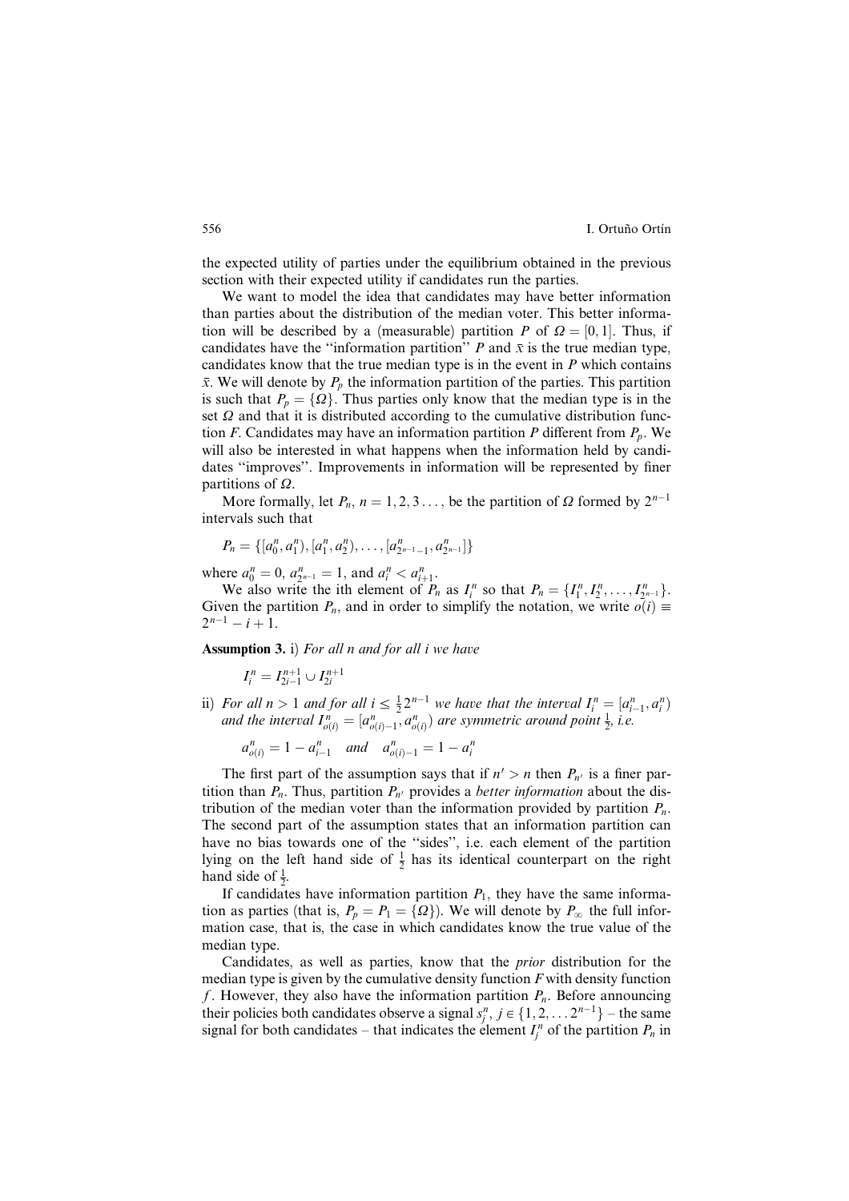the expected utility of parties under the equilibrium obtained in the previous section with their expected utility if candidates run the parties.

We want to model the idea that candidates may have better information than parties about the distribution of the median voter. This better information will be described by a (measurable) partition $P$ of $\Omega = [0, 1]$. Thus, if candidates have the ''information partition'' $P$ and $\bar{x}$ is the true median type, candidates know that the true median type is in the event in $P$ which contains $\bar{x}$. We will denote by $P_p$ the information partition of the parties. This partition is such that $P_p = \{\Omega\}$. Thus parties only know that the median type is in the set $\Omega$ and that it is distributed according to the cumulative distribution function $F$. Candidates may have an information partition $P$ different from $P_p$. We will also be interested in what happens when the information held by candidates ''improves''. Improvements in information will be represented by finer partitions of $\Omega$.

More formally, let $P_n$, $n = 1, 2, 3 \ldots$, be the partition of $\Omega$ formed by $2^{n-1}$ intervals such that

$$P_n = \{[a_0^n, a_1^n), [a_1^n, a_2^n), \ldots, [a_{2^{n-1}-1}^n, a_{2^{n-1}}^n]\}$$

where $a_0^n = 0$, $a_{2^{n-1}}^n = 1$, and $a_i^n < a_{i+1}^n$.

We also write the ith element of $P_n$ as $I_i^n$ so that $P_n = \{I_1^n, I_2^n, \ldots, I_{2^{n-1}}^n\}$. Given the partition $P_n$, and in order to simplify the notation, we write $o(i) \equiv 2^{n-1} - i + 1$.

**Assumption 3.** i) *For all n and for all i we have*

$$I_i^n = I_{2i-1}^{n+1} \cup I_{2i}^{n+1}$$

ii) *For all $n > 1$ and for all $i \leq \frac{1}{2} 2^{n-1}$ we have that the interval $I_i^n = [a_{i-1}^n, a_i^n)$ and the interval $I_{o(i)}^n = [a_{o(i)-1}^n, a_{o(i)}^n)$ are symmetric around point $\frac{1}{2}$, i.e.*

$$a_{o(i)}^n = 1 - a_{i-1}^n \quad \textit{and} \quad a_{o(i)-1}^n = 1 - a_i^n$$

The first part of the assumption says that if $n' > n$ then $P_{n'}$ is a finer partition than $P_n$. Thus, partition $P_{n'}$ provides a *better information* about the distribution of the median voter than the information provided by partition $P_n$. The second part of the assumption states that an information partition can have no bias towards one of the ''sides'', i.e. each element of the partition lying on the left hand side of $\frac{1}{2}$ has its identical counterpart on the right hand side of $\frac{1}{2}$.

If candidates have information partition $P_1$, they have the same information as parties (that is, $P_p = P_1 = \{\Omega\}$). We will denote by $P_\infty$ the full information case, that is, the case in which candidates know the true value of the median type.

Candidates, as well as parties, know that the *prior* distribution for the median type is given by the cumulative density function $F$ with density function $f$. However, they also have the information partition $P_n$. Before announcing their policies both candidates observe a signal $s_j^n$, $j \in \{1, 2, \ldots 2^{n-1}\}$ – the same signal for both candidates – that indicates the element $I_j^n$ of the partition $P_n$ in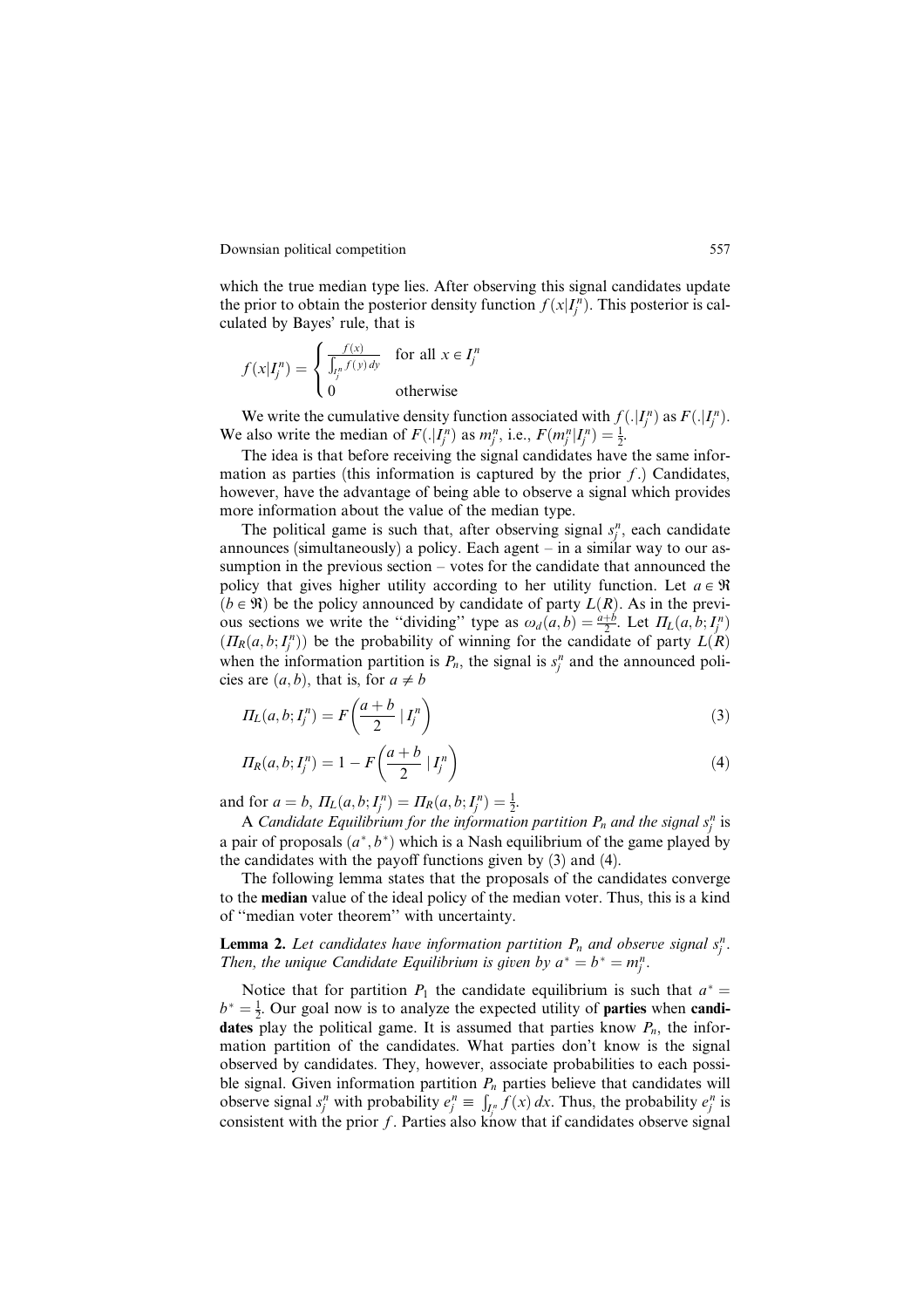which the true median type lies. After observing this signal candidates update the prior to obtain the posterior density function $f(x|I_j^n)$. This posterior is calculated by Bayes' rule, that is

$$f(x|I_j^n) = \begin{cases} \frac{f(x)}{\int_{I_j^n} f(y)\,dy} & \text{for all } x \in I_j^n \\ 0 & \text{otherwise} \end{cases}$$

We write the cumulative density function associated with $f(.|I_j^n)$ as $F(.|I_j^n)$. We also write the median of $F(.|I_j^n)$ as $m_j^n$, i.e., $F(m_j^n|I_j^n) = \frac{1}{2}$.

The idea is that before receiving the signal candidates have the same information as parties (this information is captured by the prior $f$.) Candidates, however, have the advantage of being able to observe a signal which provides more information about the value of the median type.

The political game is such that, after observing signal $s_j^n$, each candidate announces (simultaneously) a policy. Each agent – in a similar way to our assumption in the previous section – votes for the candidate that announced the policy that gives higher utility according to her utility function. Let $a \in \Re$ ($b \in \Re$) be the policy announced by candidate of party $L(R)$. As in the previous sections we write the "dividing" type as $\omega_d(a,b) = \frac{a+b}{2}$. Let $\Pi_L(a,b;I_j^n)$ ($\Pi_R(a,b;I_j^n)$) be the probability of winning for the candidate of party $L(R)$ when the information partition is $P_n$, the signal is $s_j^n$ and the announced policies are $(a,b)$, that is, for $a \neq b$

$$\Pi_L(a,b;I_j^n) = F\left(\frac{a+b}{2} \mid I_j^n\right) \tag{3}$$

$$\Pi_R(a,b;I_j^n) = 1 - F\left(\frac{a+b}{2} \mid I_j^n\right) \tag{4}$$

and for $a = b$, $\Pi_L(a,b;I_j^n) = \Pi_R(a,b;I_j^n) = \frac{1}{2}$.

A *Candidate Equilibrium for the information partition $P_n$ and the signal $s_j^n$* is a pair of proposals $(a^*, b^*)$ which is a Nash equilibrium of the game played by the candidates with the payoff functions given by (3) and (4).

The following lemma states that the proposals of the candidates converge to the **median** value of the ideal policy of the median voter. Thus, this is a kind of "median voter theorem" with uncertainty.

**Lemma 2.** *Let candidates have information partition $P_n$ and observe signal $s_j^n$. Then, the unique Candidate Equilibrium is given by $a^* = b^* = m_j^n$.*

Notice that for partition $P_1$ the candidate equilibrium is such that $a^* = b^* = \frac{1}{2}$. Our goal now is to analyze the expected utility of **parties** when **candidates** play the political game. It is assumed that parties know $P_n$, the information partition of the candidates. What parties don't know is the signal observed by candidates. They, however, associate probabilities to each possible signal. Given information partition $P_n$ parties believe that candidates will observe signal $s_j^n$ with probability $e_j^n \equiv \int_{I_j^n} f(x)\,dx$. Thus, the probability $e_j^n$ is consistent with the prior $f$. Parties also know that if candidates observe signal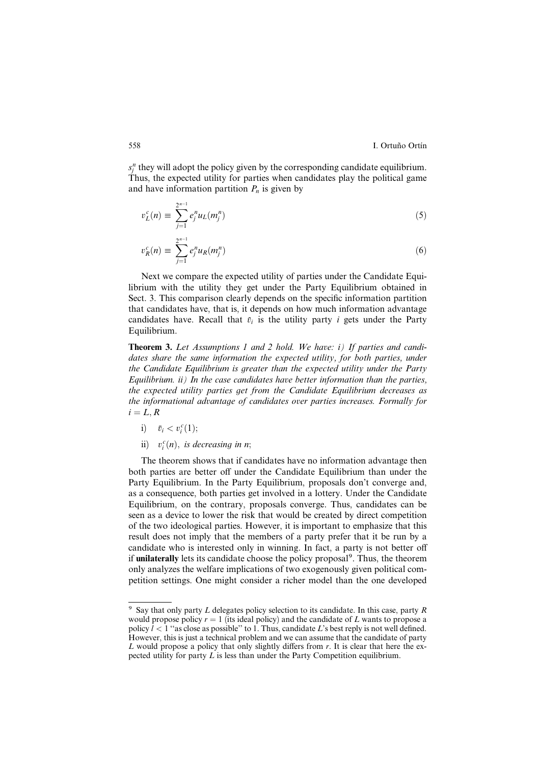$s_j^n$ they will adopt the policy given by the corresponding candidate equilibrium. Thus, the expected utility for parties when candidates play the political game and have information partition $P_n$ is given by

$$v_L^c(n) \equiv \sum_{j=1}^{2^{n-1}} e_j^n u_L(m_j^n) \tag{5}$$

$$v_R^c(n) \equiv \sum_{j=1}^{2^{n-1}} e_j^n u_R(m_j^n) \tag{6}$$

Next we compare the expected utility of parties under the Candidate Equilibrium with the utility they get under the Party Equilibrium obtained in Sect. 3. This comparison clearly depends on the specific information partition that candidates have, that is, it depends on how much information advantage candidates have. Recall that $\bar{v}_i$ is the utility party $i$ gets under the Party Equilibrium.

**Theorem 3.** *Let Assumptions 1 and 2 hold. We have: i) If parties and candidates share the same information the expected utility, for both parties, under the Candidate Equilibrium is greater than the expected utility under the Party Equilibrium. ii) In the case candidates have better information than the parties, the expected utility parties get from the Candidate Equilibrium decreases as the informational advantage of candidates over parties increases. Formally for* $i = L, R$

i) $\bar{v}_i < v_i^c(1)$;

ii) $v_i^c(n)$, *is decreasing in n*;

The theorem shows that if candidates have no information advantage then both parties are better off under the Candidate Equilibrium than under the Party Equilibrium. In the Party Equilibrium, proposals don't converge and, as a consequence, both parties get involved in a lottery. Under the Candidate Equilibrium, on the contrary, proposals converge. Thus, candidates can be seen as a device to lower the risk that would be created by direct competition of the two ideological parties. However, it is important to emphasize that this result does not imply that the members of a party prefer that it be run by a candidate who is interested only in winning. In fact, a party is not better off if **unilaterally** lets its candidate choose the policy proposal[9]. Thus, the theorem only analyzes the welfare implications of two exogenously given political competition settings. One might consider a richer model than the one developed

---

[9] Say that only party $L$ delegates policy selection to its candidate. In this case, party $R$ would propose policy $r = 1$ (its ideal policy) and the candidate of $L$ wants to propose a policy $l < 1$ "as close as possible" to 1. Thus, candidate $L$'s best reply is not well defined. However, this is just a technical problem and we can assume that the candidate of party $L$ would propose a policy that only slightly differs from $r$. It is clear that here the expected utility for party $L$ is less than under the Party Competition equilibrium.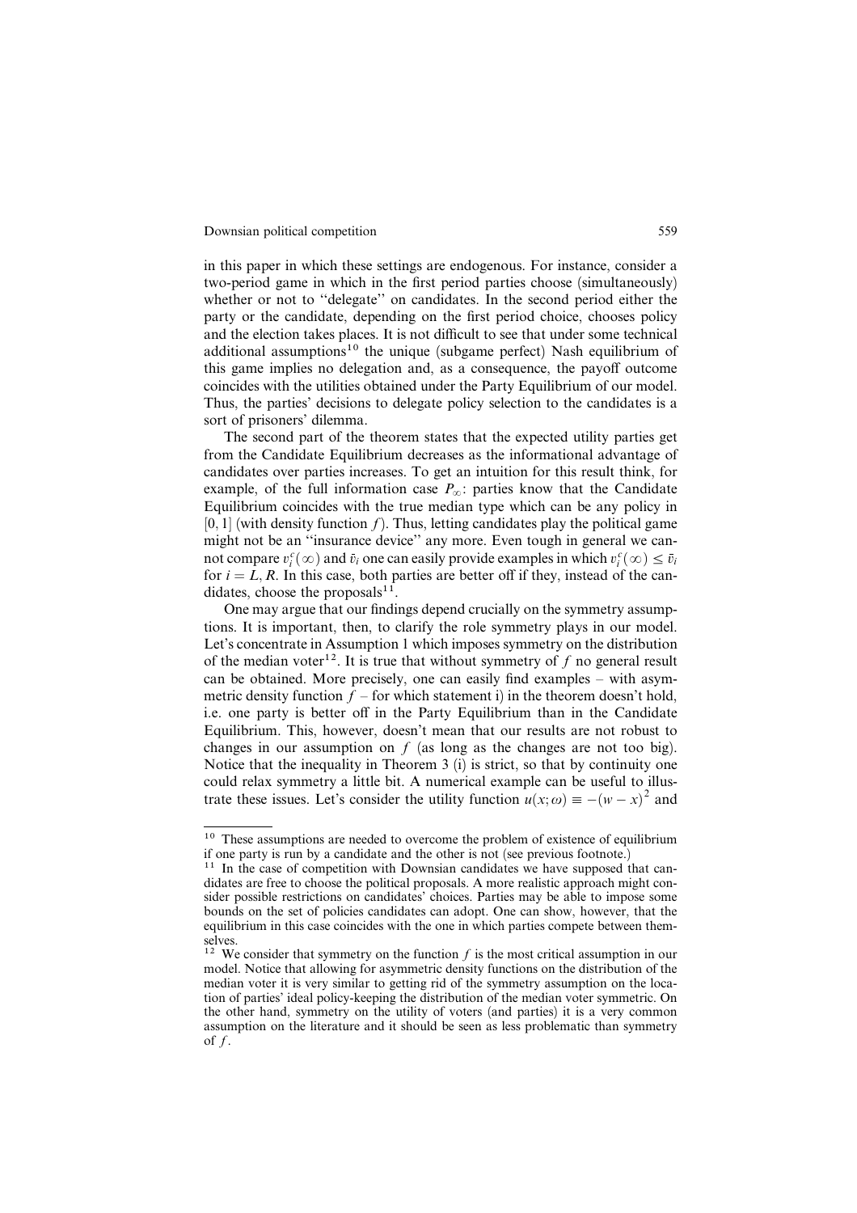in this paper in which these settings are endogenous. For instance, consider a two-period game in which in the first period parties choose (simultaneously) whether or not to ''delegate'' on candidates. In the second period either the party or the candidate, depending on the first period choice, chooses policy and the election takes places. It is not difficult to see that under some technical additional assumptions[10] the unique (subgame perfect) Nash equilibrium of this game implies no delegation and, as a consequence, the payoff outcome coincides with the utilities obtained under the Party Equilibrium of our model. Thus, the parties' decisions to delegate policy selection to the candidates is a sort of prisoners' dilemma.

The second part of the theorem states that the expected utility parties get from the Candidate Equilibrium decreases as the informational advantage of candidates over parties increases. To get an intuition for this result think, for example, of the full information case $P_\infty$: parties know that the Candidate Equilibrium coincides with the true median type which can be any policy in $[0, 1]$ (with density function $f$). Thus, letting candidates play the political game might not be an ''insurance device'' any more. Even tough in general we cannot compare $v_i^c(\infty)$ and $\bar{v}_i$ one can easily provide examples in which $v_i^c(\infty) \leq \bar{v}_i$ for $i = L, R$. In this case, both parties are better off if they, instead of the candidates, choose the proposals[11].

One may argue that our findings depend crucially on the symmetry assumptions. It is important, then, to clarify the role symmetry plays in our model. Let's concentrate in Assumption 1 which imposes symmetry on the distribution of the median voter[12]. It is true that without symmetry of $f$ no general result can be obtained. More precisely, one can easily find examples – with asymmetric density function $f$ – for which statement i) in the theorem doesn't hold, i.e. one party is better off in the Party Equilibrium than in the Candidate Equilibrium. This, however, doesn't mean that our results are not robust to changes in our assumption on $f$ (as long as the changes are not too big). Notice that the inequality in Theorem 3 (i) is strict, so that by continuity one could relax symmetry a little bit. A numerical example can be useful to illustrate these issues. Let's consider the utility function $u(x; \omega) \equiv -(w - x)^2$ and

---

[10] These assumptions are needed to overcome the problem of existence of equilibrium if one party is run by a candidate and the other is not (see previous footnote.)

[11] In the case of competition with Downsian candidates we have supposed that candidates are free to choose the political proposals. A more realistic approach might consider possible restrictions on candidates' choices. Parties may be able to impose some bounds on the set of policies candidates can adopt. One can show, however, that the equilibrium in this case coincides with the one in which parties compete between themselves.

[12] We consider that symmetry on the function $f$ is the most critical assumption in our model. Notice that allowing for asymmetric density functions on the distribution of the median voter it is very similar to getting rid of the symmetry assumption on the location of parties' ideal policy-keeping the distribution of the median voter symmetric. On the other hand, symmetry on the utility of voters (and parties) it is a very common assumption on the literature and it should be seen as less problematic than symmetry of $f$.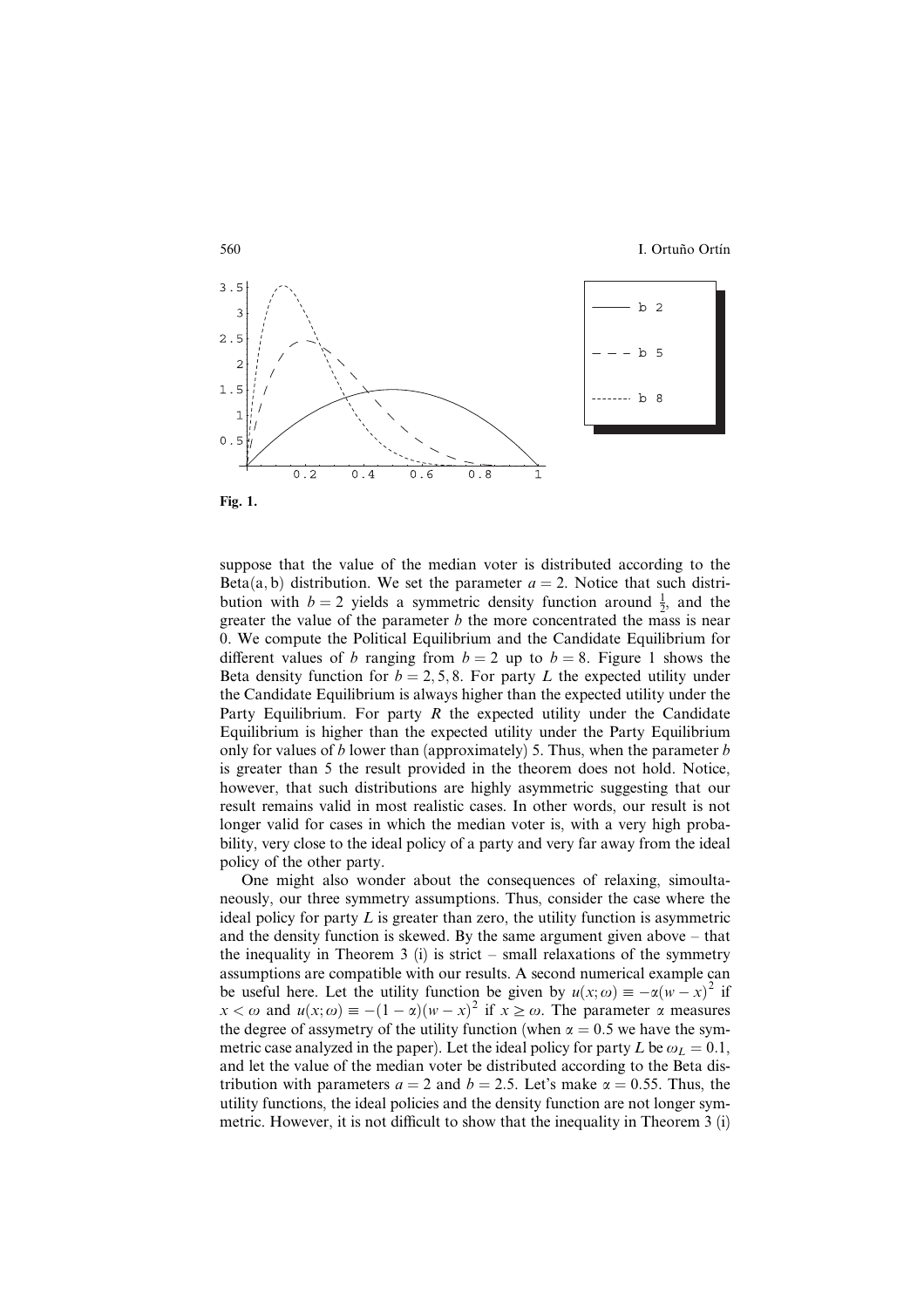**Fig. 1.**

suppose that the value of the median voter is distributed according to the Beta(a, b) distribution. We set the parameter $a = 2$. Notice that such distribution with $b = 2$ yields a symmetric density function around $\frac{1}{2}$, and the greater the value of the parameter $b$ the more concentrated the mass is near 0. We compute the Political Equilibrium and the Candidate Equilibrium for different values of $b$ ranging from $b = 2$ up to $b = 8$. Figure 1 shows the Beta density function for $b = 2, 5, 8$. For party $L$ the expected utility under the Candidate Equilibrium is always higher than the expected utility under the Party Equilibrium. For party $R$ the expected utility under the Candidate Equilibrium is higher than the expected utility under the Party Equilibrium only for values of $b$ lower than (approximately) 5. Thus, when the parameter $b$ is greater than 5 the result provided in the theorem does not hold. Notice, however, that such distributions are highly asymmetric suggesting that our result remains valid in most realistic cases. In other words, our result is not longer valid for cases in which the median voter is, with a very high probability, very close to the ideal policy of a party and very far away from the ideal policy of the other party.

One might also wonder about the consequences of relaxing, simoultaneously, our three symmetry assumptions. Thus, consider the case where the ideal policy for party $L$ is greater than zero, the utility function is asymmetric and the density function is skewed. By the same argument given above – that the inequality in Theorem 3 (i) is strict – small relaxations of the symmetry assumptions are compatible with our results. A second numerical example can be useful here. Let the utility function be given by $u(x;\omega) \equiv -\alpha(w - x)^2$ if $x < \omega$ and $u(x;\omega) \equiv -(1 - \alpha)(w - x)^2$ if $x \geq \omega$. The parameter $\alpha$ measures the degree of assymetry of the utility function (when $\alpha = 0.5$ we have the symmetric case analyzed in the paper). Let the ideal policy for party $L$ be $\omega_L = 0.1$, and let the value of the median voter be distributed according to the Beta distribution with parameters $a = 2$ and $b = 2.5$. Let's make $\alpha = 0.55$. Thus, the utility functions, the ideal policies and the density function are not longer symmetric. However, it is not difficult to show that the inequality in Theorem 3 (i)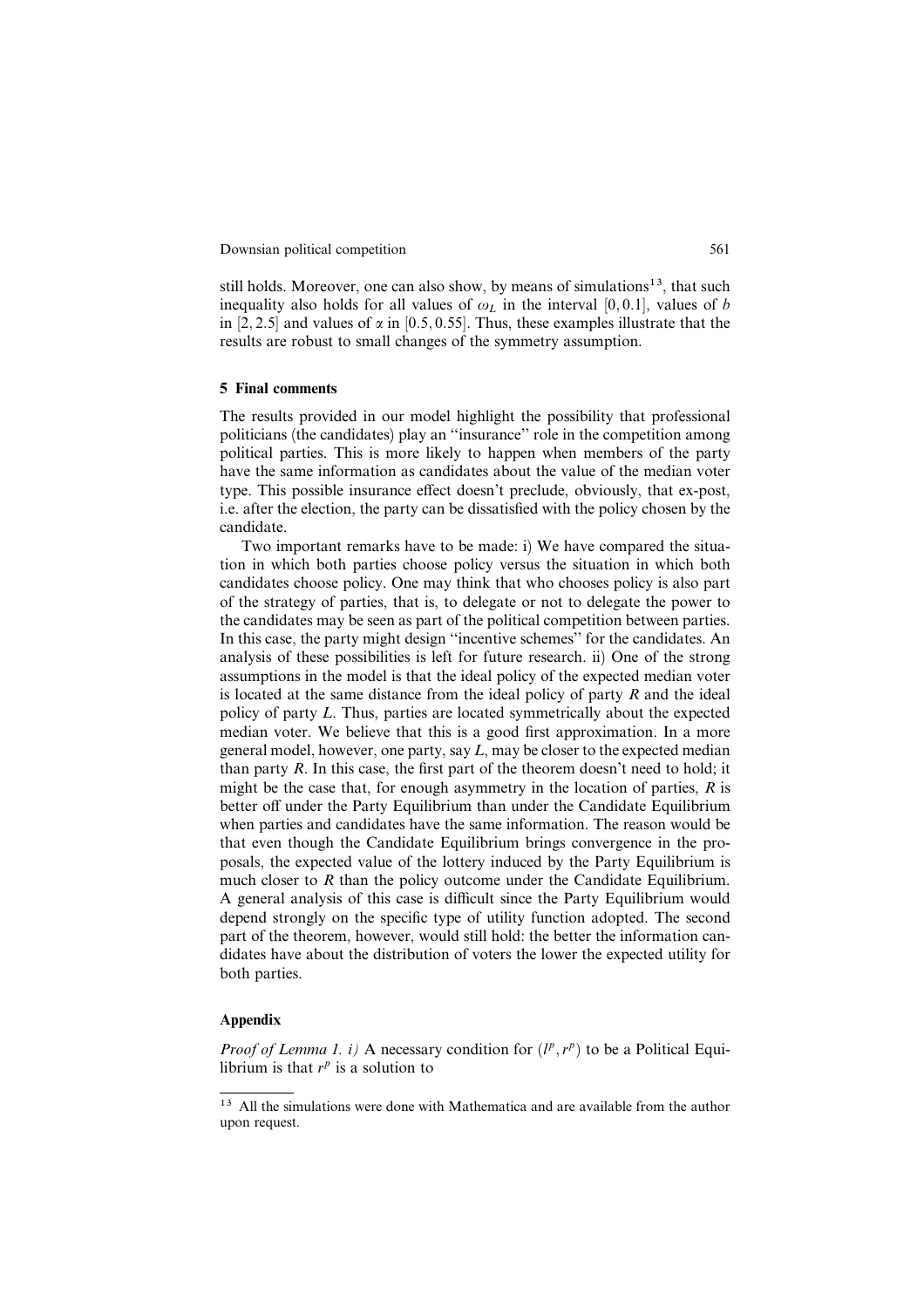still holds. Moreover, one can also show, by means of simulations[13], that such inequality also holds for all values of $\omega_L$ in the interval $[0, 0.1]$, values of $b$ in $[2, 2.5]$ and values of $\alpha$ in $[0.5, 0.55]$. Thus, these examples illustrate that the results are robust to small changes of the symmetry assumption.

## 5 Final comments

The results provided in our model highlight the possibility that professional politicians (the candidates) play an "insurance" role in the competition among political parties. This is more likely to happen when members of the party have the same information as candidates about the value of the median voter type. This possible insurance effect doesn't preclude, obviously, that ex-post, i.e. after the election, the party can be dissatisfied with the policy chosen by the candidate.

Two important remarks have to be made: i) We have compared the situation in which both parties choose policy versus the situation in which both candidates choose policy. One may think that who chooses policy is also part of the strategy of parties, that is, to delegate or not to delegate the power to the candidates may be seen as part of the political competition between parties. In this case, the party might design "incentive schemes" for the candidates. An analysis of these possibilities is left for future research. ii) One of the strong assumptions in the model is that the ideal policy of the expected median voter is located at the same distance from the ideal policy of party $R$ and the ideal policy of party $L$. Thus, parties are located symmetrically about the expected median voter. We believe that this is a good first approximation. In a more general model, however, one party, say $L$, may be closer to the expected median than party $R$. In this case, the first part of the theorem doesn't need to hold; it might be the case that, for enough asymmetry in the location of parties, $R$ is better off under the Party Equilibrium than under the Candidate Equilibrium when parties and candidates have the same information. The reason would be that even though the Candidate Equilibrium brings convergence in the proposals, the expected value of the lottery induced by the Party Equilibrium is much closer to $R$ than the policy outcome under the Candidate Equilibrium. A general analysis of this case is difficult since the Party Equilibrium would depend strongly on the specific type of utility function adopted. The second part of the theorem, however, would still hold: the better the information candidates have about the distribution of voters the lower the expected utility for both parties.

## Appendix

*Proof of Lemma 1. i)* A necessary condition for $(l^p, r^p)$ to be a Political Equilibrium is that $r^p$ is a solution to

[13] All the simulations were done with Mathematica and are available from the author upon request.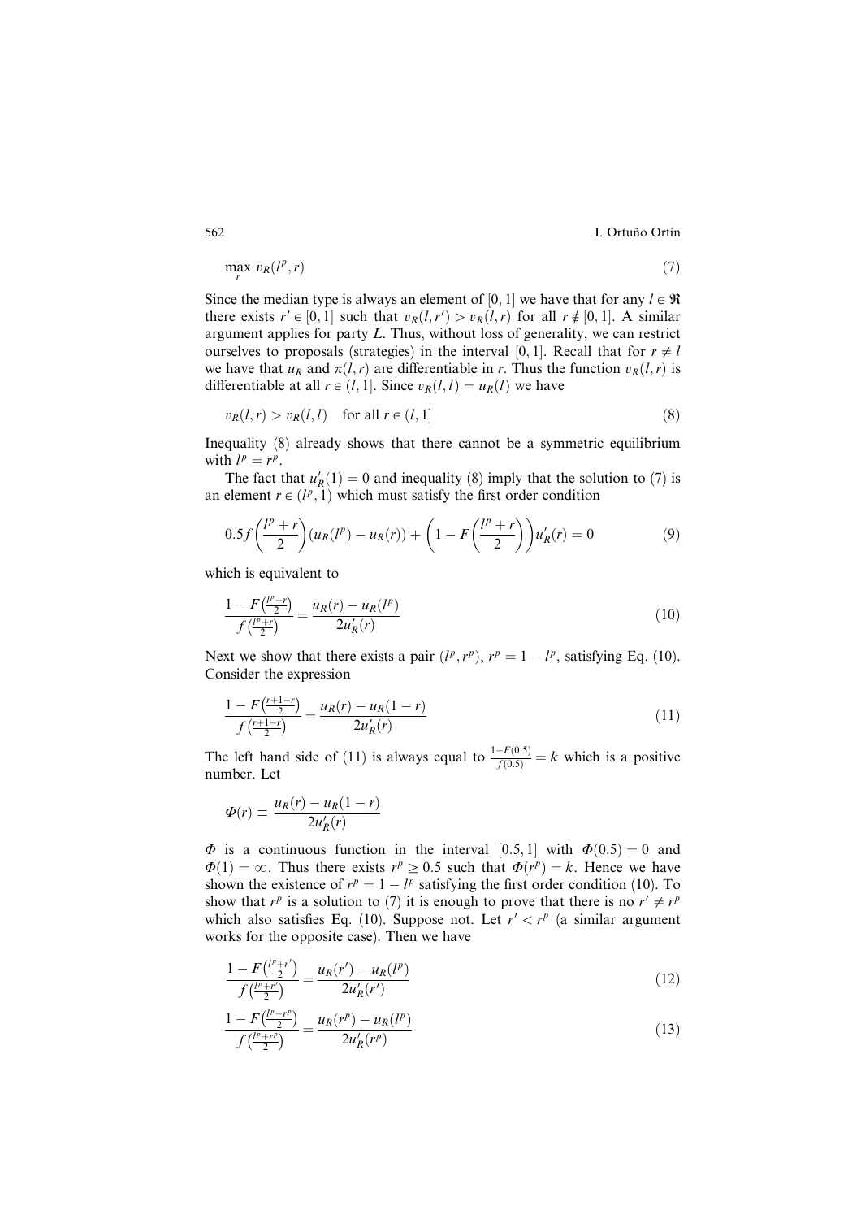$$\max_{r} v_R(l^p, r) \tag{7}$$

Since the median type is always an element of $[0, 1]$ we have that for any $l \in \Re$ there exists $r' \in [0, 1]$ such that $v_R(l, r') > v_R(l, r)$ for all $r \notin [0, 1]$. A similar argument applies for party $L$. Thus, without loss of generality, we can restrict ourselves to proposals (strategies) in the interval $[0, 1]$. Recall that for $r \neq l$ we have that $u_R$ and $\pi(l, r)$ are differentiable in $r$. Thus the function $v_R(l, r)$ is differentiable at all $r \in (l, 1]$. Since $v_R(l, l) = u_R(l)$ we have

$$v_R(l, r) > v_R(l, l) \quad \text{for all } r \in (l, 1] \tag{8}$$

Inequality (8) already shows that there cannot be a symmetric equilibrium with $l^p = r^p$.

The fact that $u_R'(1) = 0$ and inequality (8) imply that the solution to (7) is an element $r \in (l^p, 1)$ which must satisfy the first order condition

$$0.5 f\left(\frac{l^p + r}{2}\right)(u_R(l^p) - u_R(r)) + \left(1 - F\left(\frac{l^p + r}{2}\right)\right) u_R'(r) = 0 \tag{9}$$

which is equivalent to

$$\frac{1 - F\left(\frac{l^p + r}{2}\right)}{f\left(\frac{l^p + r}{2}\right)} = \frac{u_R(r) - u_R(l^p)}{2u_R'(r)} \tag{10}$$

Next we show that there exists a pair $(l^p, r^p)$, $r^p = 1 - l^p$, satisfying Eq. (10). Consider the expression

$$\frac{1 - F\left(\frac{r + 1 - r}{2}\right)}{f\left(\frac{r + 1 - r}{2}\right)} = \frac{u_R(r) - u_R(1 - r)}{2u_R'(r)} \tag{11}$$

The left hand side of (11) is always equal to $\frac{1 - F(0.5)}{f(0.5)} = k$ which is a positive number. Let

$$\Phi(r) \equiv \frac{u_R(r) - u_R(1 - r)}{2u_R'(r)}$$

$\Phi$ is a continuous function in the interval $[0.5, 1]$ with $\Phi(0.5) = 0$ and $\Phi(1) = \infty$. Thus there exists $r^p \geq 0.5$ such that $\Phi(r^p) = k$. Hence we have shown the existence of $r^p = 1 - l^p$ satisfying the first order condition (10). To show that $r^p$ is a solution to (7) it is enough to prove that there is no $r' \neq r^p$ which also satisfies Eq. (10). Suppose not. Let $r' < r^p$ (a similar argument works for the opposite case). Then we have

$$\frac{1 - F\left(\frac{l^p + r'}{2}\right)}{f\left(\frac{l^p + r'}{2}\right)} = \frac{u_R(r') - u_R(l^p)}{2u_R'(r')} \tag{12}$$

$$\frac{1 - F\left(\frac{l^p + r^p}{2}\right)}{f\left(\frac{l^p + r^p}{2}\right)} = \frac{u_R(r^p) - u_R(l^p)}{2u_R'(r^p)} \tag{13}$$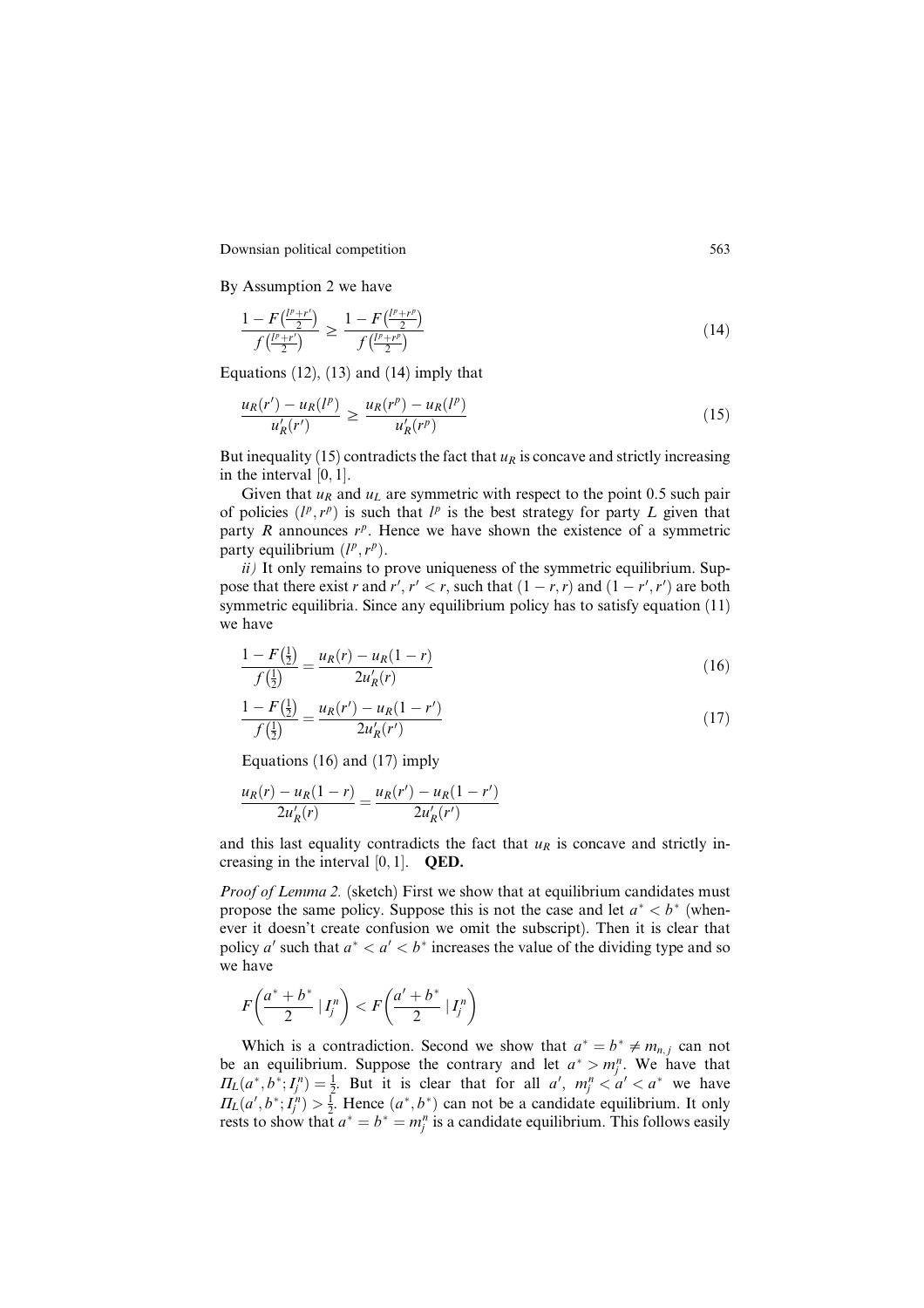By Assumption 2 we have

$$\frac{1 - F\left(\frac{l^p + r'}{2}\right)}{f\left(\frac{l^p + r'}{2}\right)} \geq \frac{1 - F\left(\frac{l^p + r^p}{2}\right)}{f\left(\frac{l^p + r^p}{2}\right)} \tag{14}$$

Equations (12), (13) and (14) imply that

$$\frac{u_R(r') - u_R(l^p)}{u_R'(r')} \geq \frac{u_R(r^p) - u_R(l^p)}{u_R'(r^p)} \tag{15}$$

But inequality (15) contradicts the fact that $u_R$ is concave and strictly increasing in the interval $[0, 1]$.

Given that $u_R$ and $u_L$ are symmetric with respect to the point 0.5 such pair of policies $(l^p, r^p)$ is such that $l^p$ is the best strategy for party $L$ given that party $R$ announces $r^p$. Hence we have shown the existence of a symmetric party equilibrium $(l^p, r^p)$.

*ii)* It only remains to prove uniqueness of the symmetric equilibrium. Suppose that there exist $r$ and $r'$, $r' < r$, such that $(1 - r, r)$ and $(1 - r', r')$ are both symmetric equilibria. Since any equilibrium policy has to satisfy equation (11) we have

$$\frac{1 - F\left(\frac{1}{2}\right)}{f\left(\frac{1}{2}\right)} = \frac{u_R(r) - u_R(1 - r)}{2u_R'(r)} \tag{16}$$

$$\frac{1 - F\left(\frac{1}{2}\right)}{f\left(\frac{1}{2}\right)} = \frac{u_R(r') - u_R(1 - r')}{2u_R'(r')} \tag{17}$$

Equations (16) and (17) imply

$$\frac{u_R(r) - u_R(1 - r)}{2u_R'(r)} = \frac{u_R(r') - u_R(1 - r')}{2u_R'(r')}$$

and this last equality contradicts the fact that $u_R$ is concave and strictly increasing in the interval $[0, 1]$. **QED.**

*Proof of Lemma 2.* (sketch) First we show that at equilibrium candidates must propose the same policy. Suppose this is not the case and let $a^* < b^*$ (whenever it doesn't create confusion we omit the subscript). Then it is clear that policy $a'$ such that $a^* < a' < b^*$ increases the value of the dividing type and so we have

$$F\left(\frac{a^* + b^*}{2} \mid I_j^n\right) < F\left(\frac{a' + b^*}{2} \mid I_j^n\right)$$

Which is a contradiction. Second we show that $a^* = b^* \neq m_{n,j}$ can not be an equilibrium. Suppose the contrary and let $a^* > m_j^n$. We have that $\Pi_L(a^*, b^*; I_j^n) = \frac{1}{2}$. But it is clear that for all $a'$, $m_j^n < a' < a^*$ we have $\Pi_L(a', b^*; I_j^n) > \frac{1}{2}$. Hence $(a^*, b^*)$ can not be a candidate equilibrium. It only rests to show that $a^* = b^* = m_j^n$ is a candidate equilibrium. This follows easily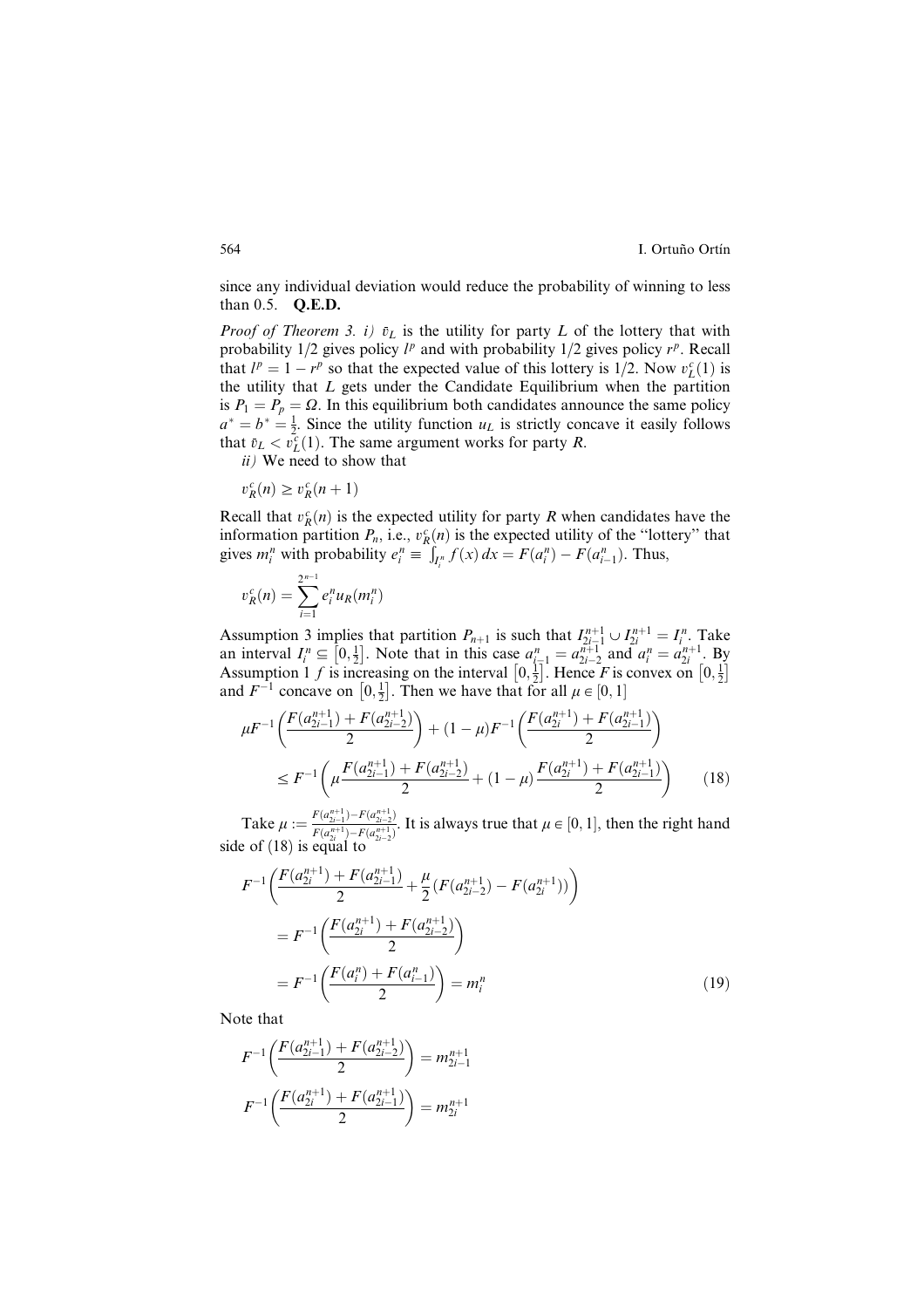since any individual deviation would reduce the probability of winning to less than 0.5. **Q.E.D.**

*Proof of Theorem 3. i)* $\bar{v}_L$ is the utility for party $L$ of the lottery that with probability 1/2 gives policy $l^p$ and with probability 1/2 gives policy $r^p$. Recall that $l^p = 1 - r^p$ so that the expected value of this lottery is 1/2. Now $v_L^c(1)$ is the utility that $L$ gets under the Candidate Equilibrium when the partition is $P_1 = P_p = \Omega$. In this equilibrium both candidates announce the same policy $a^* = b^* = \frac{1}{2}$. Since the utility function $u_L$ is strictly concave it easily follows that $\bar{v}_L < v_L^c(1)$. The same argument works for party $R$.

*ii)* We need to show that

$$v_R^c(n) \geq v_R^c(n+1)$$

Recall that $v_R^c(n)$ is the expected utility for party $R$ when candidates have the information partition $P_n$, i.e., $v_R^c(n)$ is the expected utility of the "lottery" that gives $m_i^n$ with probability $e_i^n \equiv \int_{I_i^n} f(x)\,dx = F(a_i^n) - F(a_{i-1}^n)$. Thus,

$$v_R^c(n) = \sum_{i=1}^{2^{n-1}} e_i^n u_R(m_i^n)$$

Assumption 3 implies that partition $P_{n+1}$ is such that $I_{2i-1}^{n+1} \cup I_{2i}^{n+1} = I_i^n$. Take an interval $I_i^n \subseteq \left[0, \frac{1}{2}\right]$. Note that in this case $a_{i-1}^n = a_{2i-2}^{n+1}$ and $a_i^n = a_{2i}^{n+1}$. By Assumption 1 $f$ is increasing on the interval $\left[0, \frac{1}{2}\right]$. Hence $F$ is convex on $\left[0, \frac{1}{2}\right]$ and $F^{-1}$ concave on $\left[0, \frac{1}{2}\right]$. Then we have that for all $\mu \in [0,1]$

$$\mu F^{-1}\left(\frac{F(a_{2i-1}^{n+1}) + F(a_{2i-2}^{n+1})}{2}\right) + (1-\mu) F^{-1}\left(\frac{F(a_{2i}^{n+1}) + F(a_{2i-1}^{n+1})}{2}\right)$$
$$\leq F^{-1}\left(\mu \frac{F(a_{2i-1}^{n+1}) + F(a_{2i-2}^{n+1})}{2} + (1-\mu)\frac{F(a_{2i}^{n+1}) + F(a_{2i-1}^{n+1})}{2}\right) \tag{18}$$

Take $\mu := \frac{F(a_{2i-1}^{n+1}) - F(a_{2i-2}^{n+1})}{F(a_{2i}^{n+1}) - F(a_{2i-2}^{n+1})}$. It is always true that $\mu \in [0,1]$, then the right hand side of (18) is equal to

$$F^{-1}\left(\frac{F(a_{2i}^{n+1}) + F(a_{2i-1}^{n+1})}{2} + \frac{\mu}{2}\left(F(a_{2i-2}^{n+1}) - F(a_{2i}^{n+1})\right)\right)$$
$$= F^{-1}\left(\frac{F(a_{2i}^{n+1}) + F(a_{2i-2}^{n+1})}{2}\right)$$
$$= F^{-1}\left(\frac{F(a_i^n) + F(a_{i-1}^n)}{2}\right) = m_i^n \tag{19}$$

Note that

$$F^{-1}\left(\frac{F(a_{2i-1}^{n+1}) + F(a_{2i-2}^{n+1})}{2}\right) = m_{2i-1}^{n+1}$$

$$F^{-1}\left(\frac{F(a_{2i}^{n+1}) + F(a_{2i-1}^{n+1})}{2}\right) = m_{2i}^{n+1}$$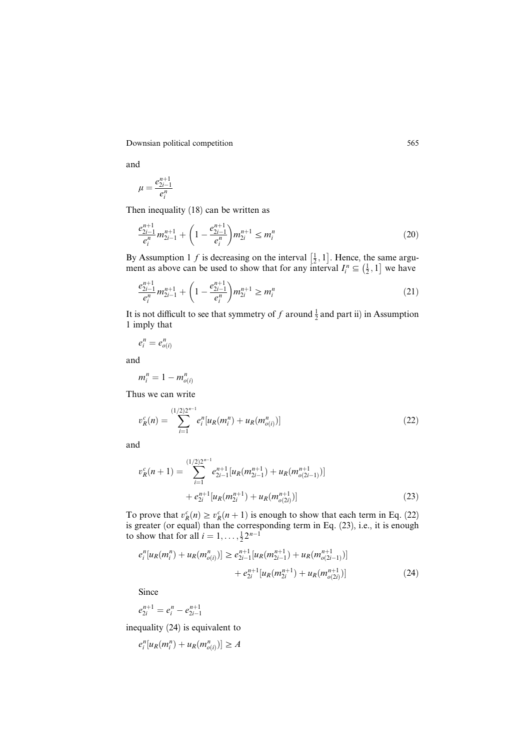and

$$\mu = \frac{e_{2i-1}^{n+1}}{e_i^n}$$

Then inequality (18) can be written as

$$\frac{e_{2i-1}^{n+1}}{e_i^n} m_{2i-1}^{n+1} + \left(1 - \frac{e_{2i-1}^{n+1}}{e_i^n}\right) m_{2i}^{n+1} \leq m_i^n \tag{20}$$

By Assumption 1 $f$ is decreasing on the interval $\left[\frac{1}{2}, 1\right]$. Hence, the same argument as above can be used to show that for any interval $I_i^n \subseteq \left(\frac{1}{2}, 1\right]$ we have

$$\frac{e_{2i-1}^{n+1}}{e_i^n} m_{2i-1}^{n+1} + \left(1 - \frac{e_{2i-1}^{n+1}}{e_i^n}\right) m_{2i}^{n+1} \geq m_i^n \tag{21}$$

It is not difficult to see that symmetry of $f$ around $\frac{1}{2}$ and part ii) in Assumption 1 imply that

$$e_i^n = e_{o(i)}^n$$

and

$$m_i^n = 1 - m_{o(i)}^n$$

Thus we can write

$$v_R^c(n) = \sum_{i=1}^{(1/2)2^{n-1}} e_i^n [u_R(m_i^n) + u_R(m_{o(i)}^n)] \tag{22}$$

and

$$\begin{aligned} v_R^c(n+1) = \sum_{i=1}^{(1/2)2^{n-1}} & e_{2i-1}^{n+1} [u_R(m_{2i-1}^{n+1}) + u_R(m_{o(2i-1)}^{n+1})] \\ & + e_{2i}^{n+1} [u_R(m_{2i}^{n+1}) + u_R(m_{o(2i)}^{n+1})] \end{aligned} \tag{23}$$

To prove that $v_R^c(n) \geq v_R^c(n+1)$ is enough to show that each term in Eq. (22) is greater (or equal) than the corresponding term in Eq. (23), i.e., it is enough to show that for all $i = 1, \ldots, \frac{1}{2}2^{n-1}$

$$\begin{aligned} e_i^n [u_R(m_i^n) + u_R(m_{o(i)}^n)] \geq e_{2i-1}^{n+1} & [u_R(m_{2i-1}^{n+1}) + u_R(m_{o(2i-1)}^{n+1})] \\ & + e_{2i}^{n+1} [u_R(m_{2i}^{n+1}) + u_R(m_{o(2i)}^{n+1})] \end{aligned} \tag{24}$$

Since

$$e_{2i}^{n+1} = e_i^n - e_{2i-1}^{n+1}$$

inequality (24) is equivalent to

$$e_i^n [u_R(m_i^n) + u_R(m_{o(i)}^n)] \geq A$$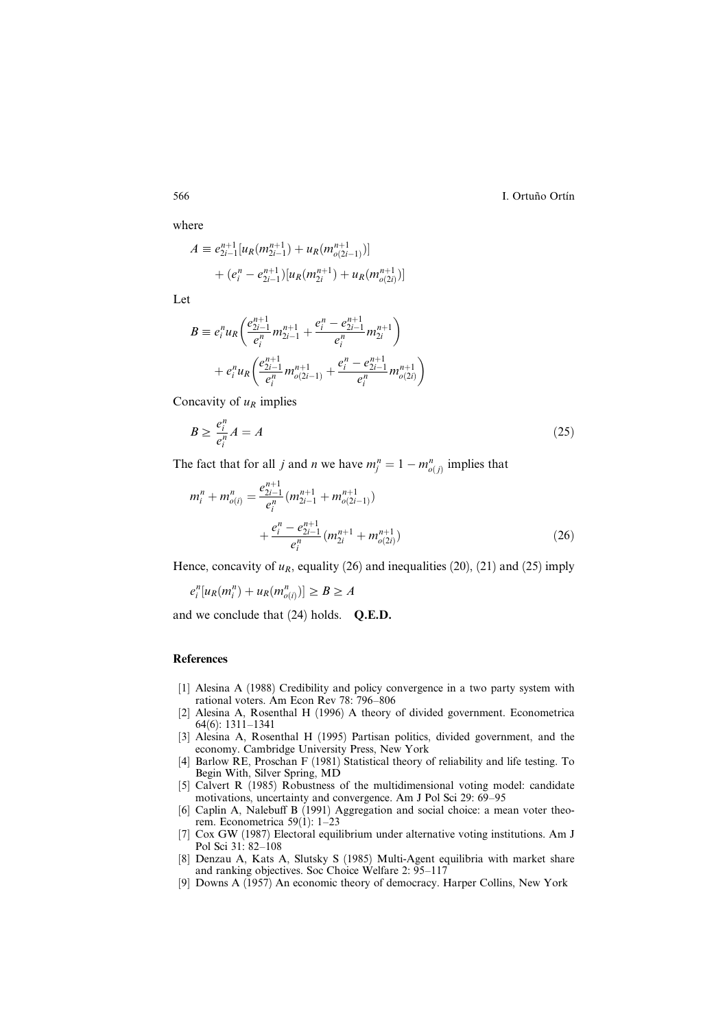where

$$A \equiv e_{2i-1}^{n+1}[u_R(m_{2i-1}^{n+1}) + u_R(m_{o(2i-1)}^{n+1})] \\ + (e_i^n - e_{2i-1}^{n+1})[u_R(m_{2i}^{n+1}) + u_R(m_{o(2i)}^{n+1})]$$

Let

$$B \equiv e_i^n u_R\left(\frac{e_{2i-1}^{n+1}}{e_i^n} m_{2i-1}^{n+1} + \frac{e_i^n - e_{2i-1}^{n+1}}{e_i^n} m_{2i}^{n+1}\right) \\ + e_i^n u_R\left(\frac{e_{2i-1}^{n+1}}{e_i^n} m_{o(2i-1)}^{n+1} + \frac{e_i^n - e_{2i-1}^{n+1}}{e_i^n} m_{o(2i)}^{n+1}\right)$$

Concavity of $u_R$ implies

$$B \geq \frac{e_i^n}{e_i^n} A = A \tag{25}$$

The fact that for all $j$ and $n$ we have $m_j^n = 1 - m_{o(j)}^n$ implies that

$$m_i^n + m_{o(i)}^n = \frac{e_{2i-1}^{n+1}}{e_i^n}(m_{2i-1}^{n+1} + m_{o(2i-1)}^{n+1}) \\ + \frac{e_i^n - e_{2i-1}^{n+1}}{e_i^n}(m_{2i}^{n+1} + m_{o(2i)}^{n+1}) \tag{26}$$

Hence, concavity of $u_R$, equality (26) and inequalities (20), (21) and (25) imply

$$e_i^n[u_R(m_i^n) + u_R(m_{o(i)}^n)] \geq B \geq A$$

and we conclude that (24) holds. **Q.E.D.**

## References

[1] Alesina A (1988) Credibility and policy convergence in a two party system with rational voters. Am Econ Rev 78: 796–806

[2] Alesina A, Rosenthal H (1996) A theory of divided government. Econometrica 64(6): 1311–1341

[3] Alesina A, Rosenthal H (1995) Partisan politics, divided government, and the economy. Cambridge University Press, New York

[4] Barlow RE, Proschan F (1981) Statistical theory of reliability and life testing. To Begin With, Silver Spring, MD

[5] Calvert R (1985) Robustness of the multidimensional voting model: candidate motivations, uncertainty and convergence. Am J Pol Sci 29: 69–95

[6] Caplin A, Nalebuff B (1991) Aggregation and social choice: a mean voter theorem. Econometrica 59(1): 1–23

[7] Cox GW (1987) Electoral equilibrium under alternative voting institutions. Am J Pol Sci 31: 82–108

[8] Denzau A, Kats A, Slutsky S (1985) Multi-Agent equilibria with market share and ranking objectives. Soc Choice Welfare 2: 95–117

[9] Downs A (1957) An economic theory of democracy. Harper Collins, New York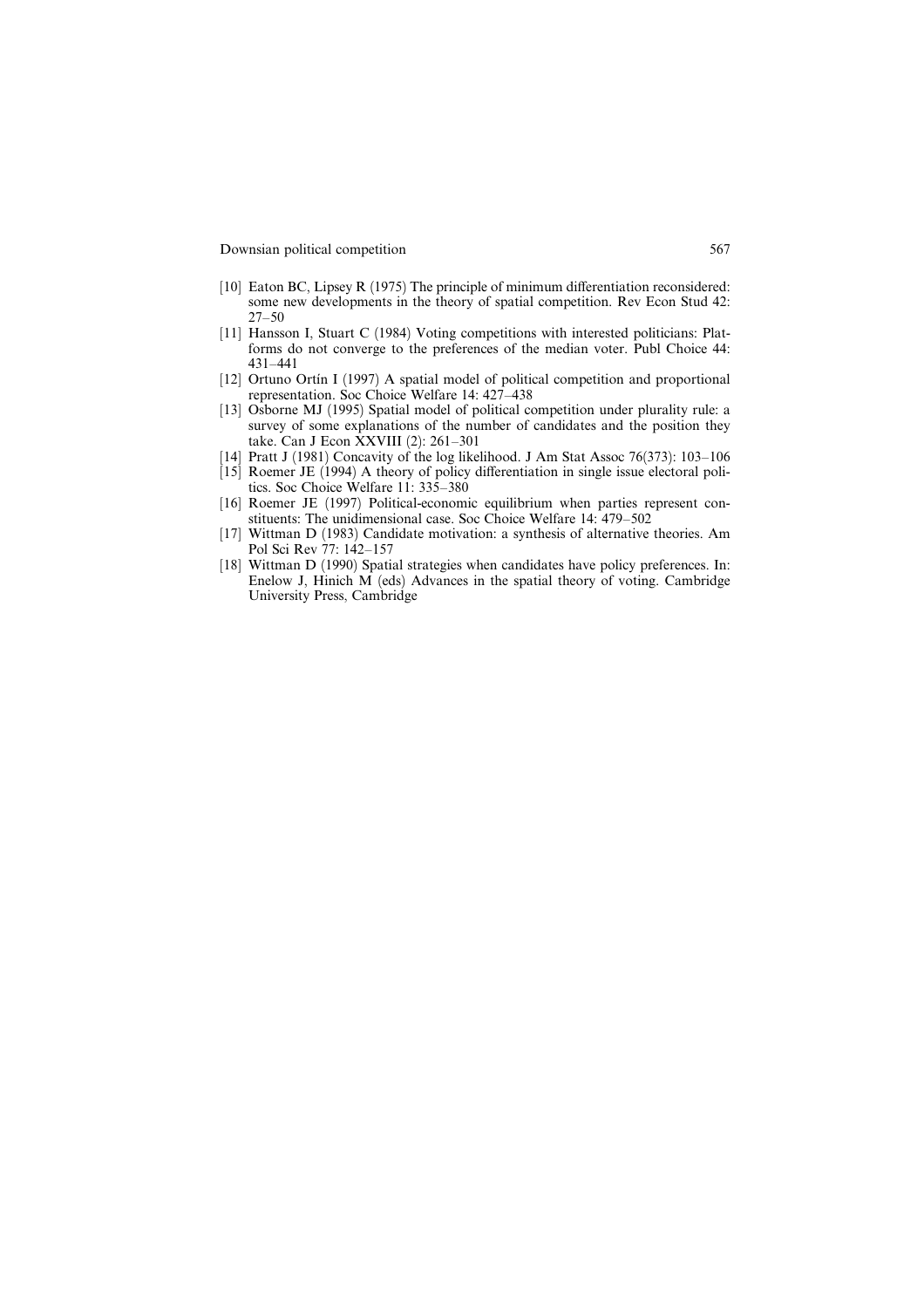[10] Eaton BC, Lipsey R (1975) The principle of minimum differentiation reconsidered: some new developments in the theory of spatial competition. Rev Econ Stud 42: 27–50

[11] Hansson I, Stuart C (1984) Voting competitions with interested politicians: Platforms do not converge to the preferences of the median voter. Publ Choice 44: 431–441

[12] Ortuno Ortín I (1997) A spatial model of political competition and proportional representation. Soc Choice Welfare 14: 427–438

[13] Osborne MJ (1995) Spatial model of political competition under plurality rule: a survey of some explanations of the number of candidates and the position they take. Can J Econ XXVIII (2): 261–301

[14] Pratt J (1981) Concavity of the log likelihood. J Am Stat Assoc 76(373): 103–106

[15] Roemer JE (1994) A theory of policy differentiation in single issue electoral politics. Soc Choice Welfare 11: 335–380

[16] Roemer JE (1997) Political-economic equilibrium when parties represent constituents: The unidimensional case. Soc Choice Welfare 14: 479–502

[17] Wittman D (1983) Candidate motivation: a synthesis of alternative theories. Am Pol Sci Rev 77: 142–157

[18] Wittman D (1990) Spatial strategies when candidates have policy preferences. In: Enelow J, Hinich M (eds) Advances in the spatial theory of voting. Cambridge University Press, Cambridge